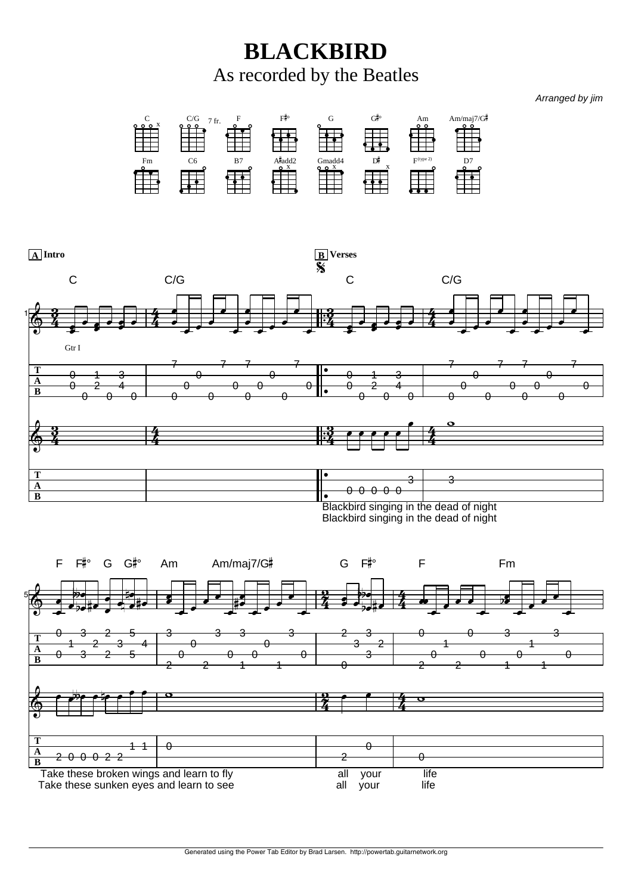# BLACKBIRD

## As recorded by the Beatles

*Arranged by jim*

C, C/G (7 fr.), F, F♯°, G, G♯°, Am, Am/maj7/G♯

Fm, C6, B7, A♯add2, Gmadd4, D♯, F(type 2), D7

**A** Intro

**B** Verses

C C/G C C/G

Gtr I

Blackbird singing in the dead of night
Blackbird singing in the dead of night

F F♯° G G♯° Am Am/maj7/G♯ G F♯° F Fm

Take these broken wings and learn to fly all your life
Take these sunken eyes and learn to see all your life

Generated using the Power Tab Editor by Brad Larsen. http://powertab.guitarnetwork.org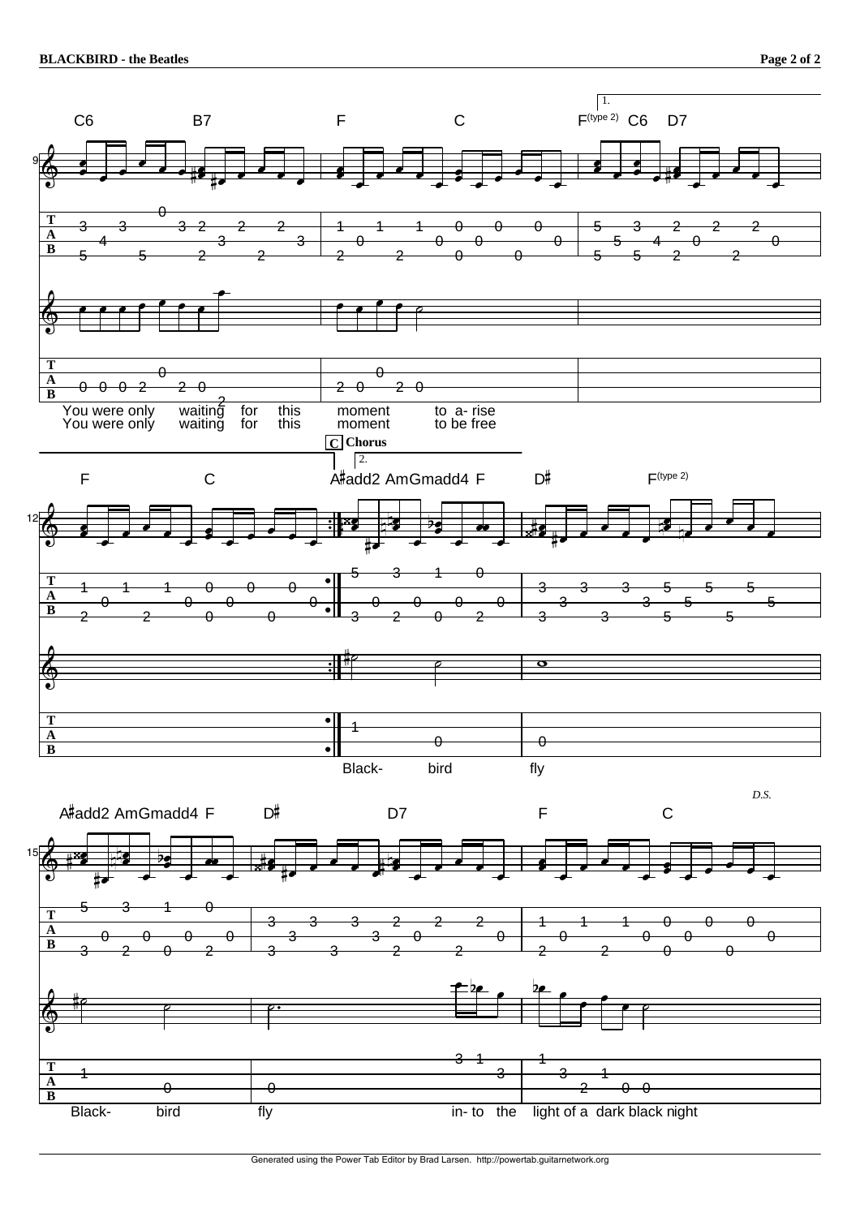C6 B7 F C F(type 2) C6 D7

You were only waiting for this moment to a- rise
You were only waiting for this moment to be free

**C Chorus**

F C A♯add2 AmGmadd4 F D♯ F(type 2)

Black- bird fly

A♯add2 AmGmadd4 F D♯ D7 F C

*D.S.*

Black- bird fly in- to the light of a dark black night

Generated using the Power Tab Editor by Brad Larsen. http://powertab.guitarnetwork.org